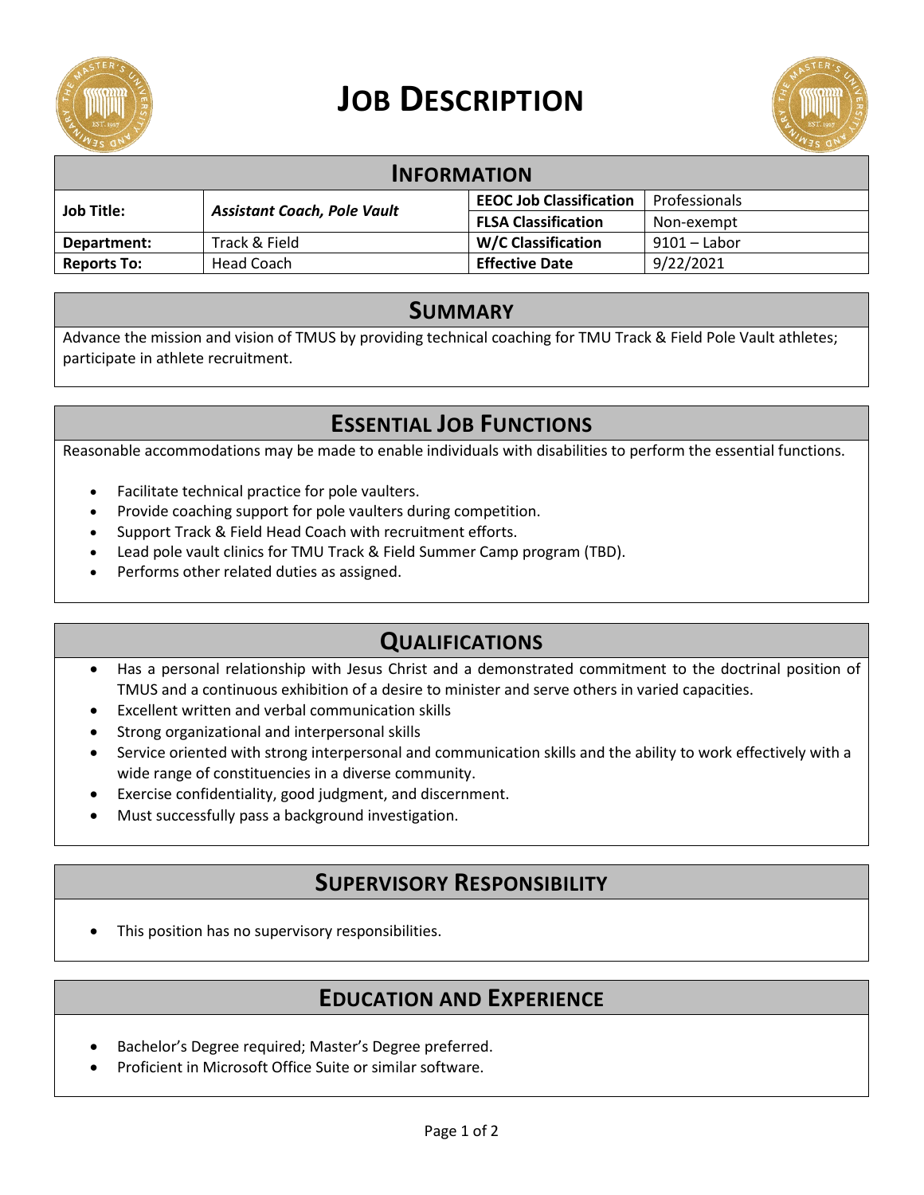# Job Description

## Information

| | | | |
|---|---|---|---|
| **Job Title:** | ***Assistant Coach, Pole Vault*** | **EEOC Job Classification** | Professionals |
| | | **FLSA Classification** | Non-exempt |
| **Department:** | Track & Field | **W/C Classification** | 9101 – Labor |
| **Reports To:** | Head Coach | **Effective Date** | 9/22/2021 |

## Summary

Advance the mission and vision of TMUS by providing technical coaching for TMU Track & Field Pole Vault athletes; participate in athlete recruitment.

## Essential Job Functions

Reasonable accommodations may be made to enable individuals with disabilities to perform the essential functions.

- Facilitate technical practice for pole vaulters.
- Provide coaching support for pole vaulters during competition.
- Support Track & Field Head Coach with recruitment efforts.
- Lead pole vault clinics for TMU Track & Field Summer Camp program (TBD).
- Performs other related duties as assigned.

## Qualifications

- Has a personal relationship with Jesus Christ and a demonstrated commitment to the doctrinal position of TMUS and a continuous exhibition of a desire to minister and serve others in varied capacities.
- Excellent written and verbal communication skills
- Strong organizational and interpersonal skills
- Service oriented with strong interpersonal and communication skills and the ability to work effectively with a wide range of constituencies in a diverse community.
- Exercise confidentiality, good judgment, and discernment.
- Must successfully pass a background investigation.

## Supervisory Responsibility

- This position has no supervisory responsibilities.

## Education and Experience

- Bachelor's Degree required; Master's Degree preferred.
- Proficient in Microsoft Office Suite or similar software.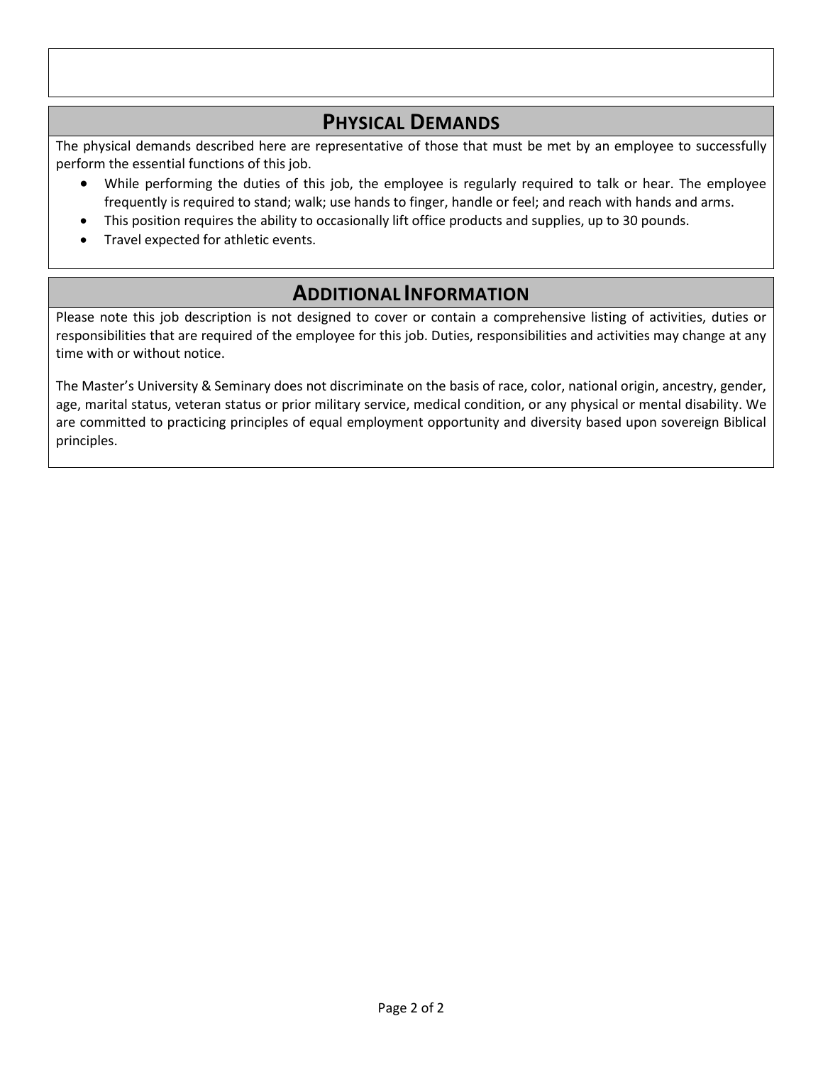## Physical Demands

The physical demands described here are representative of those that must be met by an employee to successfully perform the essential functions of this job.

- While performing the duties of this job, the employee is regularly required to talk or hear. The employee frequently is required to stand; walk; use hands to finger, handle or feel; and reach with hands and arms.
- This position requires the ability to occasionally lift office products and supplies, up to 30 pounds.
- Travel expected for athletic events.

## Additional Information

Please note this job description is not designed to cover or contain a comprehensive listing of activities, duties or responsibilities that are required of the employee for this job. Duties, responsibilities and activities may change at any time with or without notice.

The Master's University & Seminary does not discriminate on the basis of race, color, national origin, ancestry, gender, age, marital status, veteran status or prior military service, medical condition, or any physical or mental disability. We are committed to practicing principles of equal employment opportunity and diversity based upon sovereign Biblical principles.